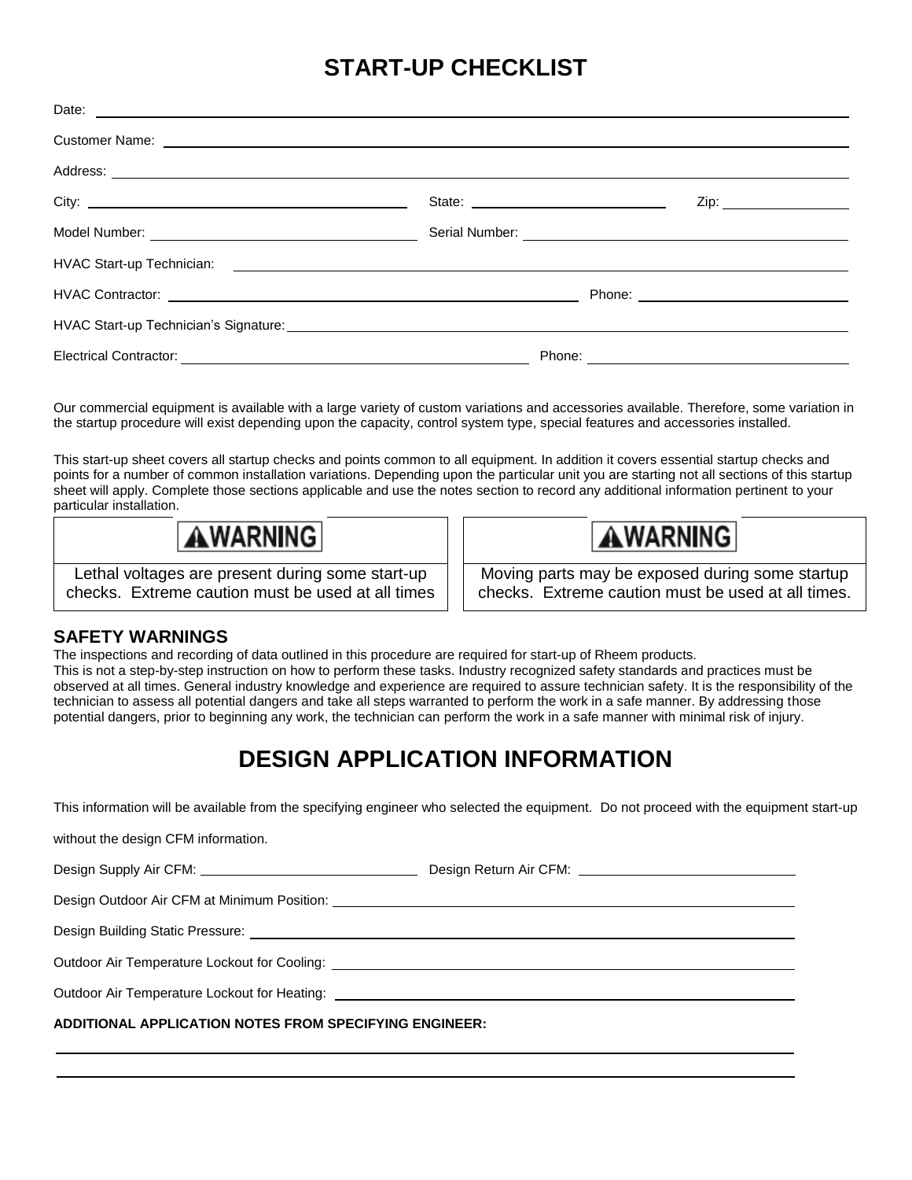# START-UP CHECKLIST

Date: ______________________________________________

Customer Name: ______________________________________________

Address: ______________________________________________

City: ______________________ State: ______________________ Zip: ______________

Model Number: ______________________ Serial Number: ______________________

HVAC Start-up Technician: ______________________________________________

HVAC Contractor: ______________________ Phone: ______________________

HVAC Start-up Technician's Signature: ______________________________________________

Electrical Contractor: ______________________ Phone: ______________________

Our commercial equipment is available with a large variety of custom variations and accessories available. Therefore, some variation in the startup procedure will exist depending upon the capacity, control system type, special features and accessories installed.

This start-up sheet covers all startup checks and points common to all equipment. In addition it covers essential startup checks and points for a number of common installation variations. Depending upon the particular unit you are starting not all sections of this startup sheet will apply. Complete those sections applicable and use the notes section to record any additional information pertinent to your particular installation.

**⚠WARNING**

Lethal voltages are present during some start-up checks. Extreme caution must be used at all times

**⚠WARNING**

Moving parts may be exposed during some startup checks. Extreme caution must be used at all times.

## SAFETY WARNINGS

The inspections and recording of data outlined in this procedure are required for start-up of Rheem products.
This is not a step-by-step instruction on how to perform these tasks. Industry recognized safety standards and practices must be observed at all times. General industry knowledge and experience are required to assure technician safety. It is the responsibility of the technician to assess all potential dangers and take all steps warranted to perform the work in a safe manner. By addressing those potential dangers, prior to beginning any work, the technician can perform the work in a safe manner with minimal risk of injury.

# DESIGN APPLICATION INFORMATION

This information will be available from the specifying engineer who selected the equipment. Do not proceed with the equipment start-up without the design CFM information.

Design Supply Air CFM: ______________________ Design Return Air CFM: ______________________

Design Outdoor Air CFM at Minimum Position: ______________________________________________

Design Building Static Pressure: ______________________________________________

Outdoor Air Temperature Lockout for Cooling: ______________________________________________

Outdoor Air Temperature Lockout for Heating: ______________________________________________

**ADDITIONAL APPLICATION NOTES FROM SPECIFYING ENGINEER:**

______________________________________________

______________________________________________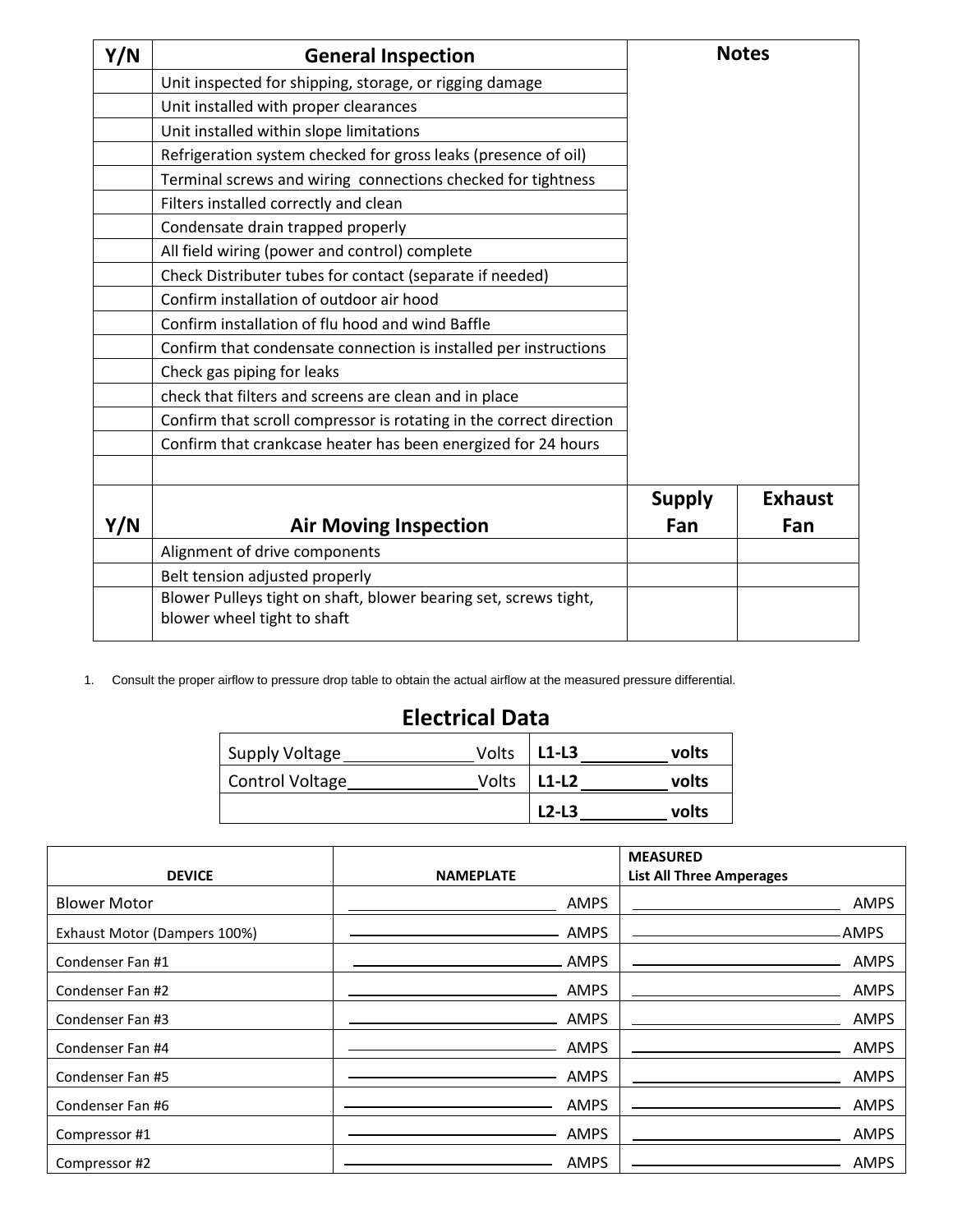| Y/N | General Inspection | Notes | |
|---|---|---|---|
| | Unit inspected for shipping, storage, or rigging damage | | |
| | Unit installed with proper clearances | | |
| | Unit installed within slope limitations | | |
| | Refrigeration system checked for gross leaks (presence of oil) | | |
| | Terminal screws and wiring connections checked for tightness | | |
| | Filters installed correctly and clean | | |
| | Condensate drain trapped properly | | |
| | All field wiring (power and control) complete | | |
| | Check Distributer tubes for contact (separate if needed) | | |
| | Confirm installation of outdoor air hood | | |
| | Confirm installation of flu hood and wind Baffle | | |
| | Confirm that condensate connection is installed per instructions | | |
| | Check gas piping for leaks | | |
| | check that filters and screens are clean and in place | | |
| | Confirm that scroll compressor is rotating in the correct direction | | |
| | Confirm that crankcase heater has been energized for 24 hours | | |
| | | | |
| **Y/N** | **Air Moving Inspection** | **Supply Fan** | **Exhaust Fan** |
| | Alignment of drive components | | |
| | Belt tension adjusted properly | | |
| | Blower Pulleys tight on shaft, blower bearing set, screws tight, blower wheel tight to shaft | | |

1. Consult the proper airflow to pressure drop table to obtain the actual airflow at the measured pressure differential.

## Electrical Data

| | |
|---|---|
| Supply Voltage _______________ Volts | **L1-L3** __________ **volts** |
| Control Voltage _______________ Volts | **L1-L2** __________ **volts** |
| | **L2-L3** __________ **volts** |

| DEVICE | NAMEPLATE | MEASURED List All Three Amperages |
|---|---|---|
| Blower Motor | ____________________ AMPS | ____________________ AMPS |
| Exhaust Motor (Dampers 100%) | ____________________ AMPS | ____________________ AMPS |
| Condenser Fan #1 | ____________________ AMPS | ____________________ AMPS |
| Condenser Fan #2 | ____________________ AMPS | ____________________ AMPS |
| Condenser Fan #3 | ____________________ AMPS | ____________________ AMPS |
| Condenser Fan #4 | ____________________ AMPS | ____________________ AMPS |
| Condenser Fan #5 | ____________________ AMPS | ____________________ AMPS |
| Condenser Fan #6 | ____________________ AMPS | ____________________ AMPS |
| Compressor #1 | ____________________ AMPS | ____________________ AMPS |
| Compressor #2 | ____________________ AMPS | ____________________ AMPS |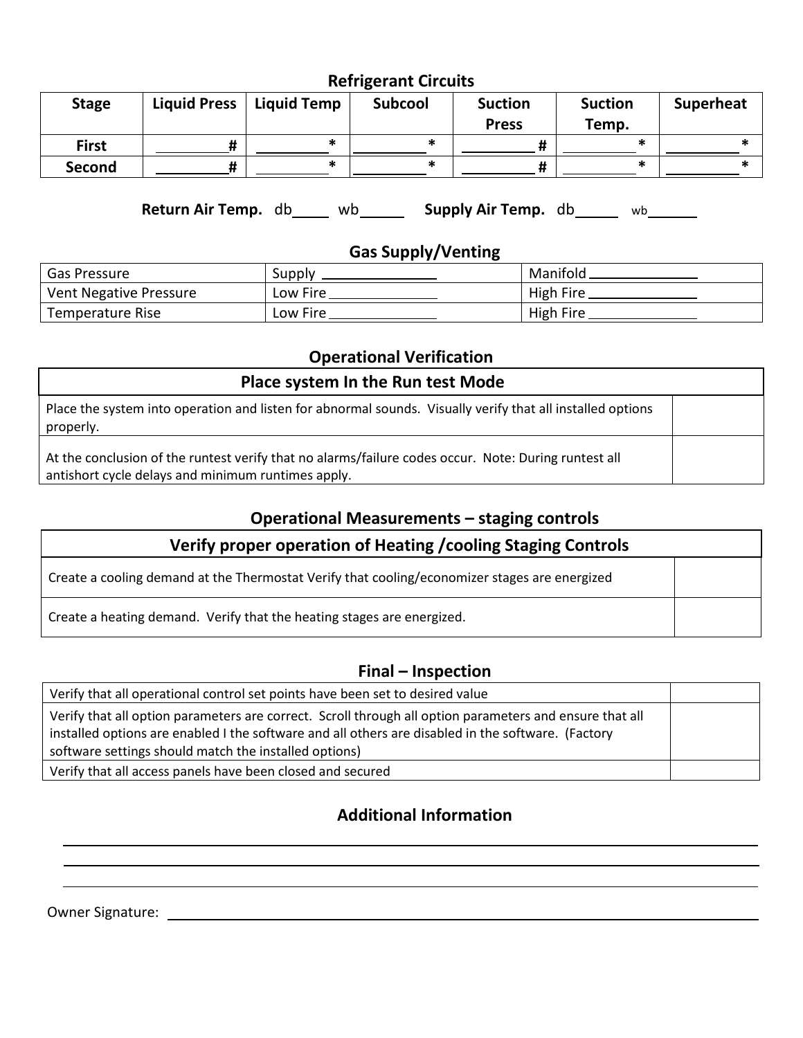## Refrigerant Circuits

| Stage | Liquid Press | Liquid Temp | Subcool | Suction Press | Suction Temp. | Superheat |
|---|---|---|---|---|---|---|
| **First** | _________# | _________* | _________* | _________# | _________* | _________* |
| **Second** | _________# | _________* | _________* | _________# | _________* | _________* |

**Return Air Temp.** db_____ wb______ **Supply Air Temp.** db______ wb_______

## Gas Supply/Venting

| | | |
|---|---|---|
| Gas Pressure | Supply _______________ | Manifold _______________ |
| Vent Negative Pressure | Low Fire _______________ | High Fire _______________ |
| Temperature Rise | Low Fire _______________ | High Fire _______________ |

## Operational Verification

| Place system In the Run test Mode | |
|---|---|
| Place the system into operation and listen for abnormal sounds. Visually verify that all installed options properly. | |
| At the conclusion of the runtest verify that no alarms/failure codes occur. Note: During runtest all antishort cycle delays and minimum runtimes apply. | |

## Operational Measurements – staging controls

| Verify proper operation of Heating /cooling Staging Controls | |
|---|---|
| Create a cooling demand at the Thermostat Verify that cooling/economizer stages are energized | |
| Create a heating demand. Verify that the heating stages are energized. | |

## Final – Inspection

| | |
|---|---|
| Verify that all operational control set points have been set to desired value | |
| Verify that all option parameters are correct. Scroll through all option parameters and ensure that all installed options are enabled I the software and all others are disabled in the software. (Factory software settings should match the installed options) | |
| Verify that all access panels have been closed and secured | |

## Additional Information

_______________________________________________________________

_______________________________________________________________

_______________________________________________________________

Owner Signature: _______________________________________________